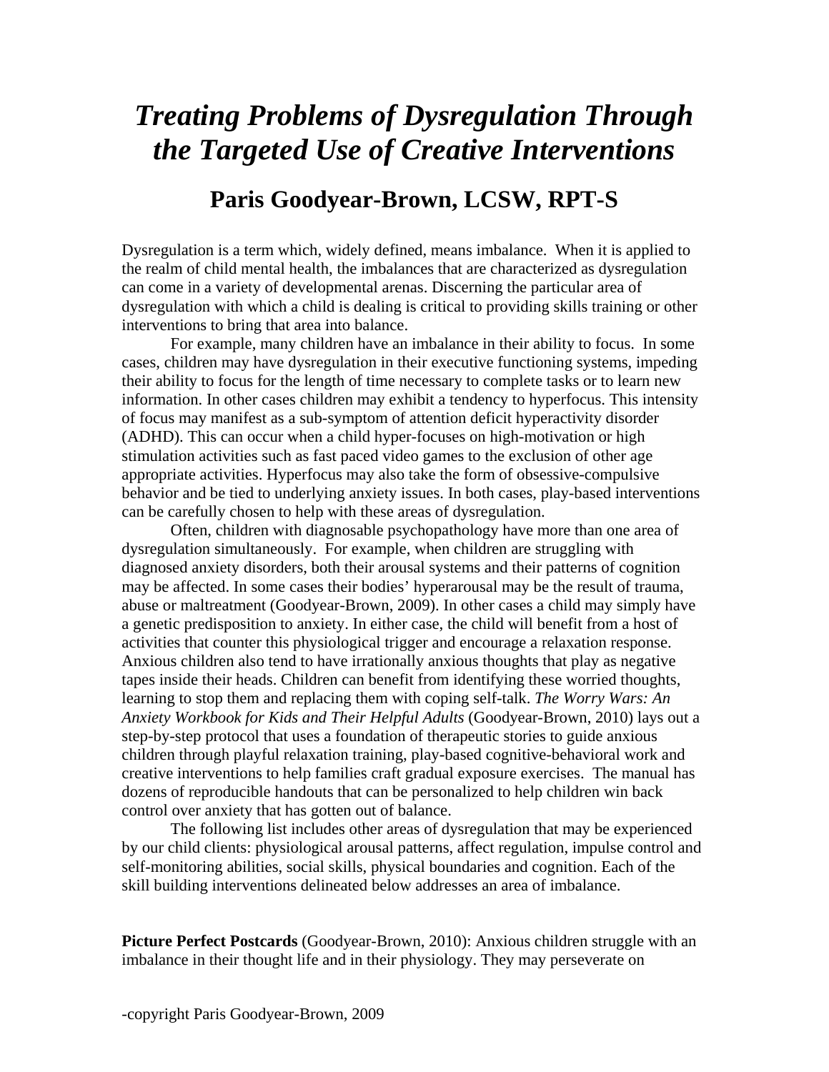// Title
# *Treating Problems of Dysregulation Through the Targeted Use of Creative Interventions*

## Paris Goodyear-Brown, LCSW, RPT-S

Dysregulation is a term which, widely defined, means imbalance. When it is applied to the realm of child mental health, the imbalances that are characterized as dysregulation can come in a variety of developmental arenas. Discerning the particular area of dysregulation with which a child is dealing is critical to providing skills training or other interventions to bring that area into balance.

For example, many children have an imbalance in their ability to focus. In some cases, children may have dysregulation in their executive functioning systems, impeding their ability to focus for the length of time necessary to complete tasks or to learn new information. In other cases children may exhibit a tendency to hyperfocus. This intensity of focus may manifest as a sub-symptom of attention deficit hyperactivity disorder (ADHD). This can occur when a child hyper-focuses on high-motivation or high stimulation activities such as fast paced video games to the exclusion of other age appropriate activities. Hyperfocus may also take the form of obsessive-compulsive behavior and be tied to underlying anxiety issues. In both cases, play-based interventions can be carefully chosen to help with these areas of dysregulation.

Often, children with diagnosable psychopathology have more than one area of dysregulation simultaneously. For example, when children are struggling with diagnosed anxiety disorders, both their arousal systems and their patterns of cognition may be affected. In some cases their bodies' hyperarousal may be the result of trauma, abuse or maltreatment (Goodyear-Brown, 2009). In other cases a child may simply have a genetic predisposition to anxiety. In either case, the child will benefit from a host of activities that counter this physiological trigger and encourage a relaxation response. Anxious children also tend to have irrationally anxious thoughts that play as negative tapes inside their heads. Children can benefit from identifying these worried thoughts, learning to stop them and replacing them with coping self-talk. *The Worry Wars: An Anxiety Workbook for Kids and Their Helpful Adults* (Goodyear-Brown, 2010) lays out a step-by-step protocol that uses a foundation of therapeutic stories to guide anxious children through playful relaxation training, play-based cognitive-behavioral work and creative interventions to help families craft gradual exposure exercises. The manual has dozens of reproducible handouts that can be personalized to help children win back control over anxiety that has gotten out of balance.

The following list includes other areas of dysregulation that may be experienced by our child clients: physiological arousal patterns, affect regulation, impulse control and self-monitoring abilities, social skills, physical boundaries and cognition. Each of the skill building interventions delineated below addresses an area of imbalance.

**Picture Perfect Postcards** (Goodyear-Brown, 2010): Anxious children struggle with an imbalance in their thought life and in their physiology. They may perseverate on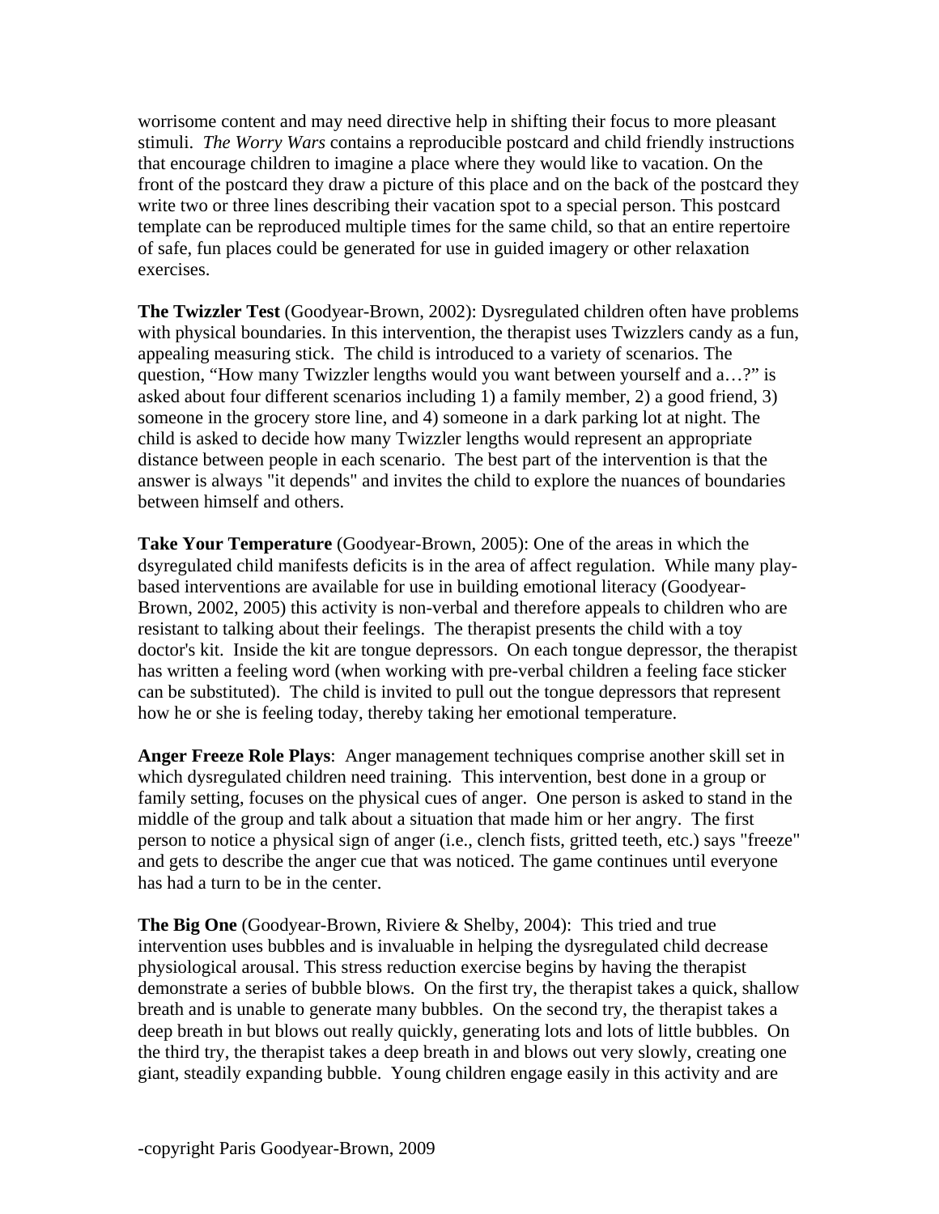worrisome content and may need directive help in shifting their focus to more pleasant stimuli. *The Worry Wars* contains a reproducible postcard and child friendly instructions that encourage children to imagine a place where they would like to vacation. On the front of the postcard they draw a picture of this place and on the back of the postcard they write two or three lines describing their vacation spot to a special person. This postcard template can be reproduced multiple times for the same child, so that an entire repertoire of safe, fun places could be generated for use in guided imagery or other relaxation exercises.

**The Twizzler Test** (Goodyear-Brown, 2002): Dysregulated children often have problems with physical boundaries. In this intervention, the therapist uses Twizzlers candy as a fun, appealing measuring stick. The child is introduced to a variety of scenarios. The question, "How many Twizzler lengths would you want between yourself and a…?" is asked about four different scenarios including 1) a family member, 2) a good friend, 3) someone in the grocery store line, and 4) someone in a dark parking lot at night. The child is asked to decide how many Twizzler lengths would represent an appropriate distance between people in each scenario. The best part of the intervention is that the answer is always "it depends" and invites the child to explore the nuances of boundaries between himself and others.

**Take Your Temperature** (Goodyear-Brown, 2005): One of the areas in which the dsyregulated child manifests deficits is in the area of affect regulation. While many play-based interventions are available for use in building emotional literacy (Goodyear-Brown, 2002, 2005) this activity is non-verbal and therefore appeals to children who are resistant to talking about their feelings. The therapist presents the child with a toy doctor's kit. Inside the kit are tongue depressors. On each tongue depressor, the therapist has written a feeling word (when working with pre-verbal children a feeling face sticker can be substituted). The child is invited to pull out the tongue depressors that represent how he or she is feeling today, thereby taking her emotional temperature.

**Anger Freeze Role Plays**: Anger management techniques comprise another skill set in which dysregulated children need training. This intervention, best done in a group or family setting, focuses on the physical cues of anger. One person is asked to stand in the middle of the group and talk about a situation that made him or her angry. The first person to notice a physical sign of anger (i.e., clench fists, gritted teeth, etc.) says "freeze" and gets to describe the anger cue that was noticed. The game continues until everyone has had a turn to be in the center.

**The Big One** (Goodyear-Brown, Riviere & Shelby, 2004): This tried and true intervention uses bubbles and is invaluable in helping the dysregulated child decrease physiological arousal. This stress reduction exercise begins by having the therapist demonstrate a series of bubble blows. On the first try, the therapist takes a quick, shallow breath and is unable to generate many bubbles. On the second try, the therapist takes a deep breath in but blows out really quickly, generating lots and lots of little bubbles. On the third try, the therapist takes a deep breath in and blows out very slowly, creating one giant, steadily expanding bubble. Young children engage easily in this activity and are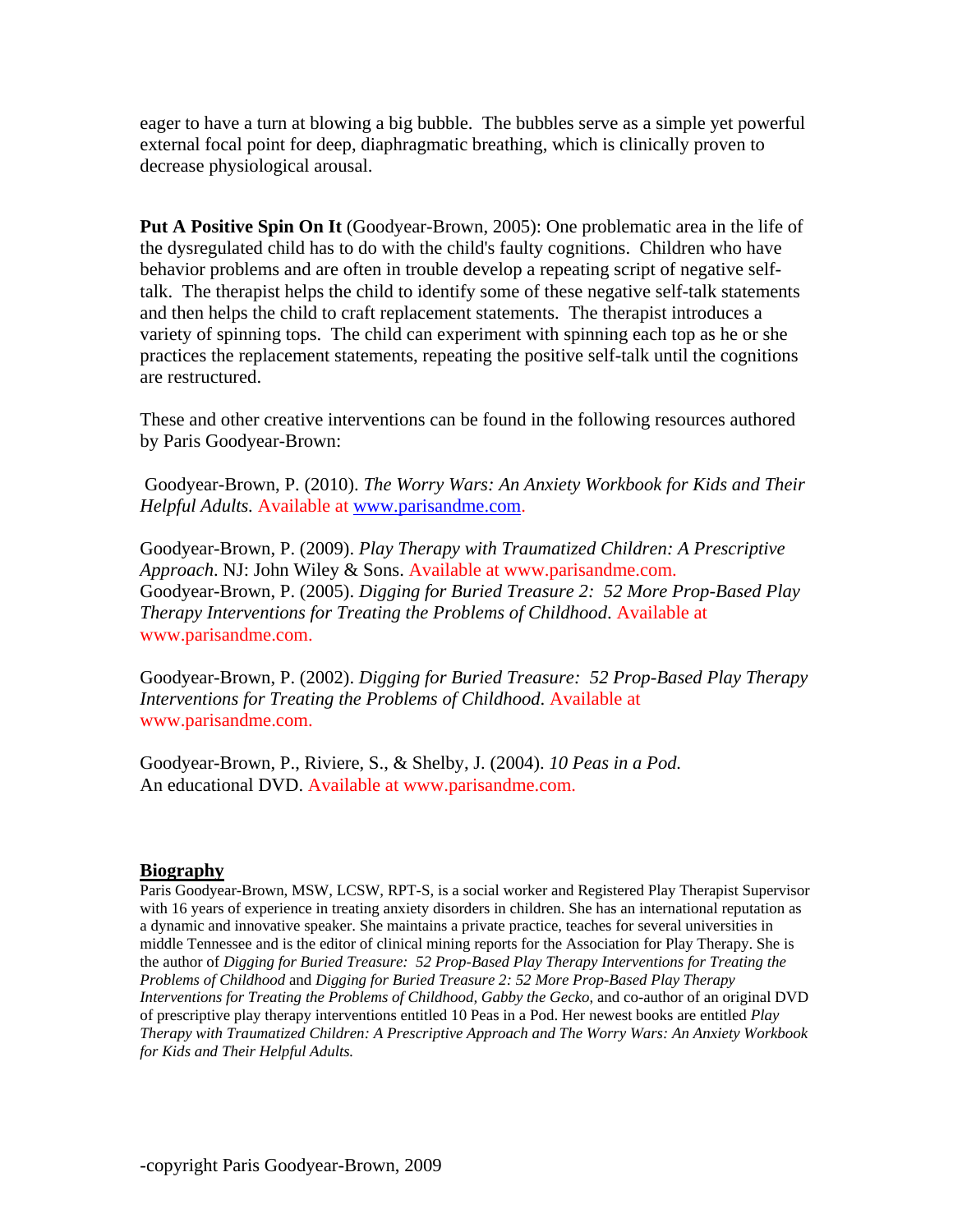eager to have a turn at blowing a big bubble. The bubbles serve as a simple yet powerful external focal point for deep, diaphragmatic breathing, which is clinically proven to decrease physiological arousal.

**Put A Positive Spin On It** (Goodyear-Brown, 2005): One problematic area in the life of the dysregulated child has to do with the child's faulty cognitions. Children who have behavior problems and are often in trouble develop a repeating script of negative self-talk. The therapist helps the child to identify some of these negative self-talk statements and then helps the child to craft replacement statements. The therapist introduces a variety of spinning tops. The child can experiment with spinning each top as he or she practices the replacement statements, repeating the positive self-talk until the cognitions are restructured.

These and other creative interventions can be found in the following resources authored by Paris Goodyear-Brown:

Goodyear-Brown, P. (2010). *The Worry Wars: An Anxiety Workbook for Kids and Their Helpful Adults.* Available at www.parisandme.com.

Goodyear-Brown, P. (2009). *Play Therapy with Traumatized Children: A Prescriptive Approach*. NJ: John Wiley & Sons. Available at www.parisandme.com.
Goodyear-Brown, P. (2005). *Digging for Buried Treasure 2: 52 More Prop-Based Play Therapy Interventions for Treating the Problems of Childhood*. Available at www.parisandme.com.

Goodyear-Brown, P. (2002). *Digging for Buried Treasure: 52 Prop-Based Play Therapy Interventions for Treating the Problems of Childhood*. Available at www.parisandme.com.

Goodyear-Brown, P., Riviere, S., & Shelby, J. (2004). *10 Peas in a Pod.*
An educational DVD. Available at www.parisandme.com.

## Biography

Paris Goodyear-Brown, MSW, LCSW, RPT-S, is a social worker and Registered Play Therapist Supervisor with 16 years of experience in treating anxiety disorders in children. She has an international reputation as a dynamic and innovative speaker. She maintains a private practice, teaches for several universities in middle Tennessee and is the editor of clinical mining reports for the Association for Play Therapy. She is the author of *Digging for Buried Treasure: 52 Prop-Based Play Therapy Interventions for Treating the Problems of Childhood* and *Digging for Buried Treasure 2: 52 More Prop-Based Play Therapy Interventions for Treating the Problems of Childhood, Gabby the Gecko,* and co-author of an original DVD of prescriptive play therapy interventions entitled 10 Peas in a Pod. Her newest books are entitled *Play Therapy with Traumatized Children: A Prescriptive Approach and The Worry Wars: An Anxiety Workbook for Kids and Their Helpful Adults.*

-copyright Paris Goodyear-Brown, 2009